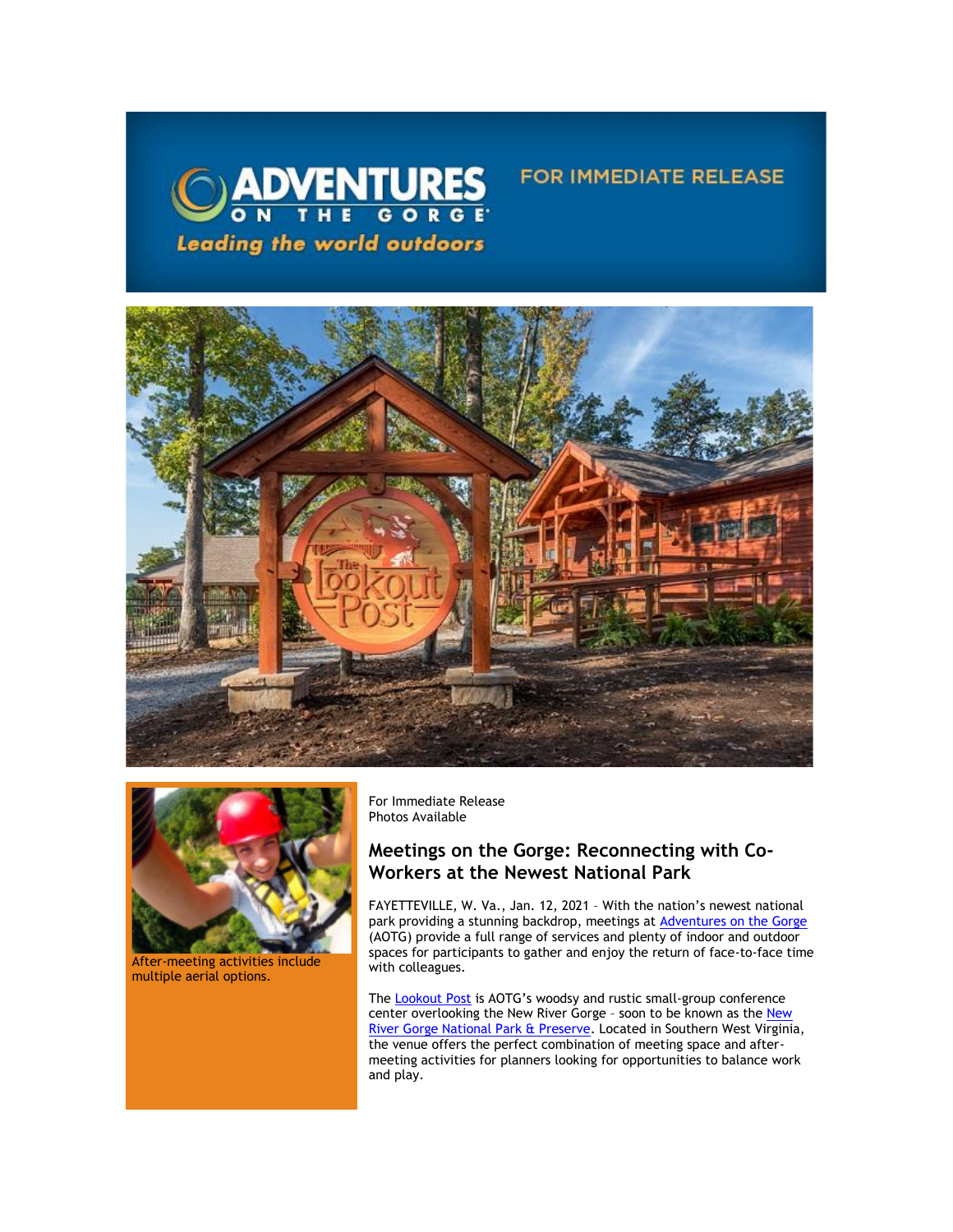ADVENTURES ON THE GORGE

Leading the world outdoors

FOR IMMEDIATE RELEASE

After-meeting activities include multiple aerial options.

For Immediate Release
Photos Available

## Meetings on the Gorge: Reconnecting with Co-Workers at the Newest National Park

FAYETTEVILLE, W. Va., Jan. 12, 2021 – With the nation's newest national park providing a stunning backdrop, meetings at Adventures on the Gorge (AOTG) provide a full range of services and plenty of indoor and outdoor spaces for participants to gather and enjoy the return of face-to-face time with colleagues.

The Lookout Post is AOTG's woodsy and rustic small-group conference center overlooking the New River Gorge – soon to be known as the New River Gorge National Park & Preserve. Located in Southern West Virginia, the venue offers the perfect combination of meeting space and after-meeting activities for planners looking for opportunities to balance work and play.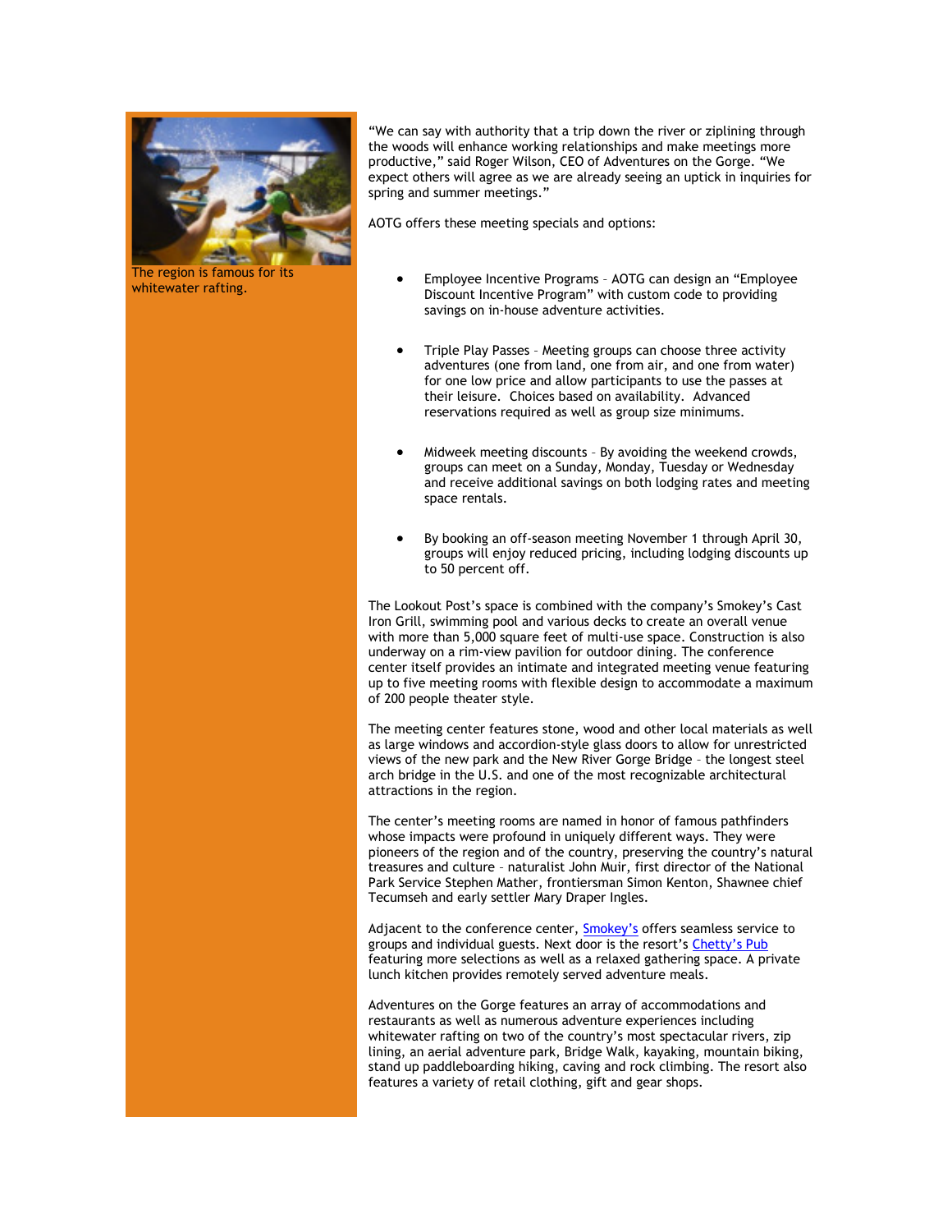The region is famous for its whitewater rafting.

"We can say with authority that a trip down the river or ziplining through the woods will enhance working relationships and make meetings more productive," said Roger Wilson, CEO of Adventures on the Gorge. "We expect others will agree as we are already seeing an uptick in inquiries for spring and summer meetings."

AOTG offers these meeting specials and options:

- Employee Incentive Programs – AOTG can design an "Employee Discount Incentive Program" with custom code to providing savings on in-house adventure activities.

- Triple Play Passes – Meeting groups can choose three activity adventures (one from land, one from air, and one from water) for one low price and allow participants to use the passes at their leisure. Choices based on availability. Advanced reservations required as well as group size minimums.

- Midweek meeting discounts – By avoiding the weekend crowds, groups can meet on a Sunday, Monday, Tuesday or Wednesday and receive additional savings on both lodging rates and meeting space rentals.

- By booking an off-season meeting November 1 through April 30, groups will enjoy reduced pricing, including lodging discounts up to 50 percent off.

The Lookout Post's space is combined with the company's Smokey's Cast Iron Grill, swimming pool and various decks to create an overall venue with more than 5,000 square feet of multi-use space. Construction is also underway on a rim-view pavilion for outdoor dining. The conference center itself provides an intimate and integrated meeting venue featuring up to five meeting rooms with flexible design to accommodate a maximum of 200 people theater style.

The meeting center features stone, wood and other local materials as well as large windows and accordion-style glass doors to allow for unrestricted views of the new park and the New River Gorge Bridge – the longest steel arch bridge in the U.S. and one of the most recognizable architectural attractions in the region.

The center's meeting rooms are named in honor of famous pathfinders whose impacts were profound in uniquely different ways. They were pioneers of the region and of the country, preserving the country's natural treasures and culture – naturalist John Muir, first director of the National Park Service Stephen Mather, frontiersman Simon Kenton, Shawnee chief Tecumseh and early settler Mary Draper Ingles.

Adjacent to the conference center, Smokey's offers seamless service to groups and individual guests. Next door is the resort's Chetty's Pub featuring more selections as well as a relaxed gathering space. A private lunch kitchen provides remotely served adventure meals.

Adventures on the Gorge features an array of accommodations and restaurants as well as numerous adventure experiences including whitewater rafting on two of the country's most spectacular rivers, zip lining, an aerial adventure park, Bridge Walk, kayaking, mountain biking, stand up paddleboarding hiking, caving and rock climbing. The resort also features a variety of retail clothing, gift and gear shops.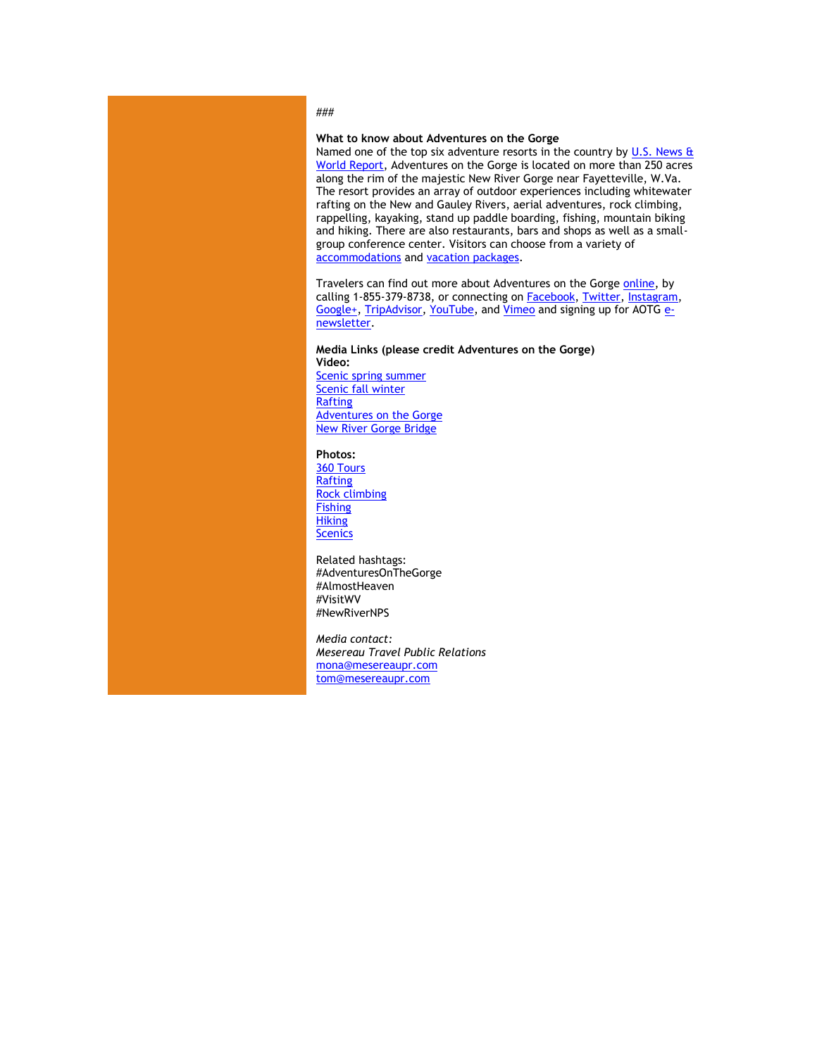###

**What to know about Adventures on the Gorge**
Named one of the top six adventure resorts in the country by U.S. News & World Report, Adventures on the Gorge is located on more than 250 acres along the rim of the majestic New River Gorge near Fayetteville, W.Va. The resort provides an array of outdoor experiences including whitewater rafting on the New and Gauley Rivers, aerial adventures, rock climbing, rappelling, kayaking, stand up paddle boarding, fishing, mountain biking and hiking. There are also restaurants, bars and shops as well as a small-group conference center. Visitors can choose from a variety of accommodations and vacation packages.

Travelers can find out more about Adventures on the Gorge online, by calling 1-855-379-8738, or connecting on Facebook, Twitter, Instagram, Google+, TripAdvisor, YouTube, and Vimeo and signing up for AOTG e-newsletter.

**Media Links (please credit Adventures on the Gorge)**
**Video:**
Scenic spring summer
Scenic fall winter
Rafting
Adventures on the Gorge
New River Gorge Bridge

**Photos:**
360 Tours
Rafting
Rock climbing
Fishing
Hiking
Scenics

Related hashtags:
#AdventuresOnTheGorge
#AlmostHeaven
#VisitWV
#NewRiverNPS

*Media contact:*
*Mesereau Travel Public Relations*
mona@mesereaupr.com
tom@mesereaupr.com